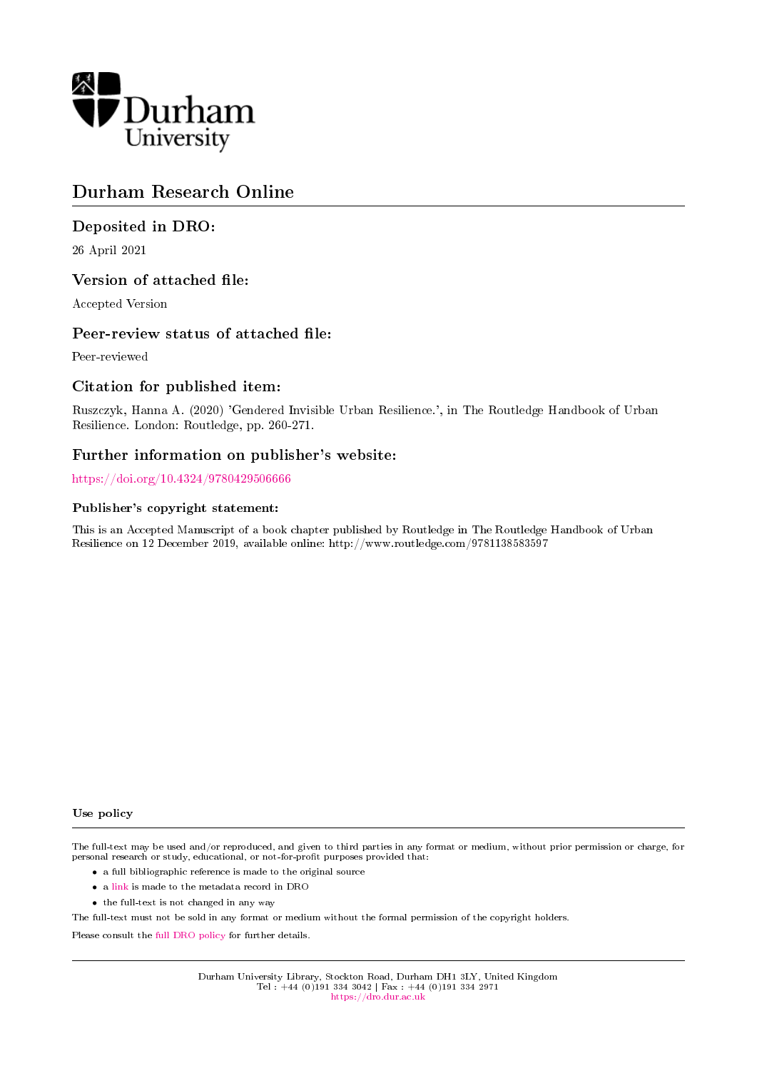Durham University

# Durham Research Online

## Deposited in DRO:

26 April 2021

## Version of attached file:

Accepted Version

## Peer-review status of attached file:

Peer-reviewed

## Citation for published item:

Ruszczyk, Hanna A. (2020) 'Gendered Invisible Urban Resilience.', in The Routledge Handbook of Urban Resilience. London: Routledge, pp. 260-271.

## Further information on publisher's website:

https://doi.org/10.4324/9780429506666

### Publisher's copyright statement:

This is an Accepted Manuscript of a book chapter published by Routledge in The Routledge Handbook of Urban Resilience on 12 December 2019, available online: http://www.routledge.com/9781138583597

### Use policy

The full-text may be used and/or reproduced, and given to third parties in any format or medium, without prior permission or charge, for personal research or study, educational, or not-for-profit purposes provided that:

- a full bibliographic reference is made to the original source
- a link is made to the metadata record in DRO
- the full-text is not changed in any way

The full-text must not be sold in any format or medium without the formal permission of the copyright holders.

Please consult the full DRO policy for further details.

Durham University Library, Stockton Road, Durham DH1 3LY, United Kingdom
Tel : +44 (0)191 334 3042 | Fax : +44 (0)191 334 2971
https://dro.dur.ac.uk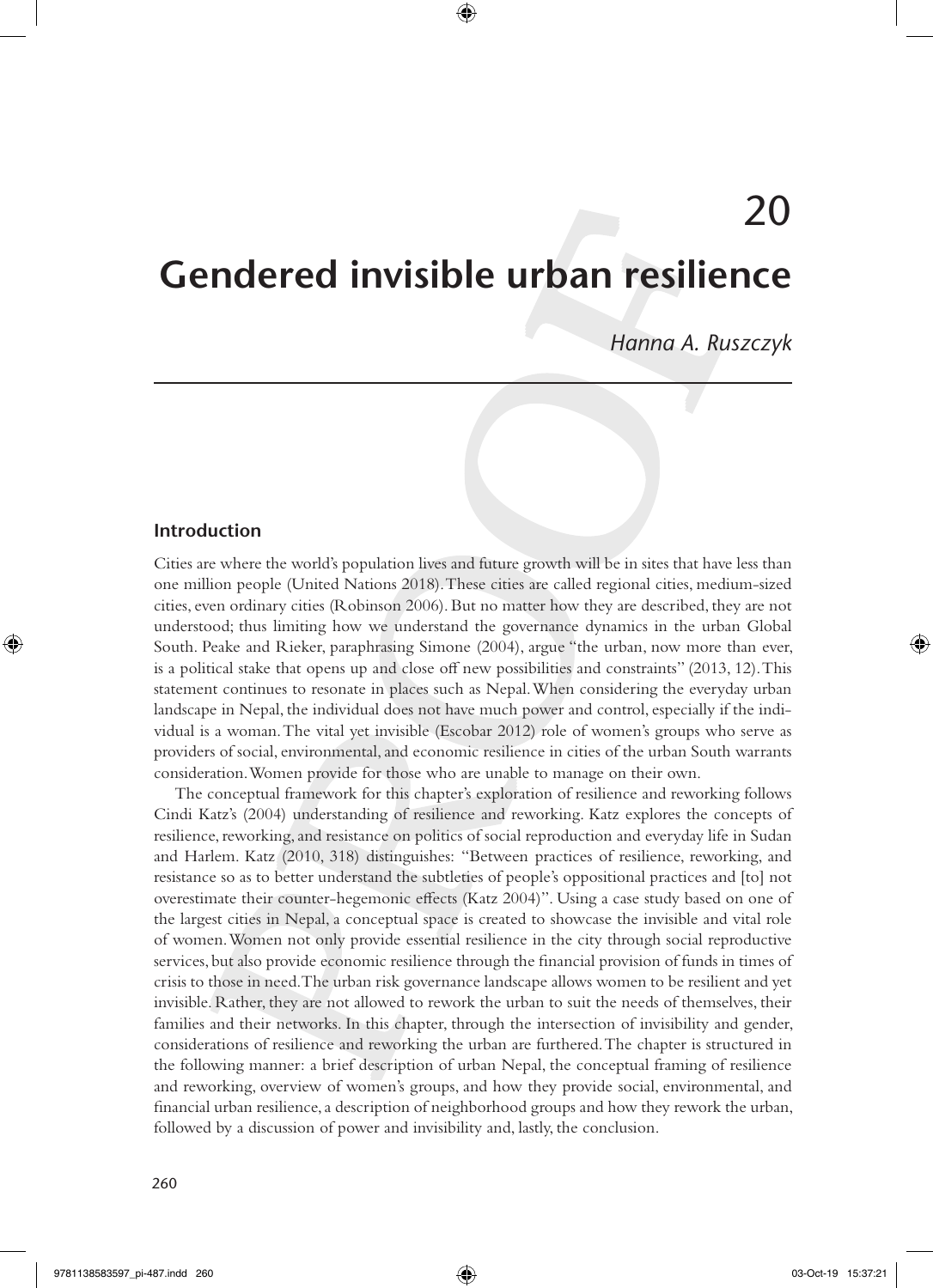# 20

# Gendered invisible urban resilience

*Hanna A. Ruszczyk*

## Introduction

Cities are where the world's population lives and future growth will be in sites that have less than one million people (United Nations 2018). These cities are called regional cities, medium-sized cities, even ordinary cities (Robinson 2006). But no matter how they are described, they are not understood; thus limiting how we understand the governance dynamics in the urban Global South. Peake and Rieker, paraphrasing Simone (2004), argue "the urban, now more than ever, is a political stake that opens up and close off new possibilities and constraints" (2013, 12). This statement continues to resonate in places such as Nepal. When considering the everyday urban landscape in Nepal, the individual does not have much power and control, especially if the individual is a woman. The vital yet invisible (Escobar 2012) role of women's groups who serve as providers of social, environmental, and economic resilience in cities of the urban South warrants consideration. Women provide for those who are unable to manage on their own.

The conceptual framework for this chapter's exploration of resilience and reworking follows Cindi Katz's (2004) understanding of resilience and reworking. Katz explores the concepts of resilience, reworking, and resistance on politics of social reproduction and everyday life in Sudan and Harlem. Katz (2010, 318) distinguishes: "Between practices of resilience, reworking, and resistance so as to better understand the subtleties of people's oppositional practices and [to] not overestimate their counter-hegemonic effects (Katz 2004)". Using a case study based on one of the largest cities in Nepal, a conceptual space is created to showcase the invisible and vital role of women. Women not only provide essential resilience in the city through social reproductive services, but also provide economic resilience through the financial provision of funds in times of crisis to those in need. The urban risk governance landscape allows women to be resilient and yet invisible. Rather, they are not allowed to rework the urban to suit the needs of themselves, their families and their networks. In this chapter, through the intersection of invisibility and gender, considerations of resilience and reworking the urban are furthered. The chapter is structured in the following manner: a brief description of urban Nepal, the conceptual framing of resilience and reworking, overview of women's groups, and how they provide social, environmental, and financial urban resilience, a description of neighborhood groups and how they rework the urban, followed by a discussion of power and invisibility and, lastly, the conclusion.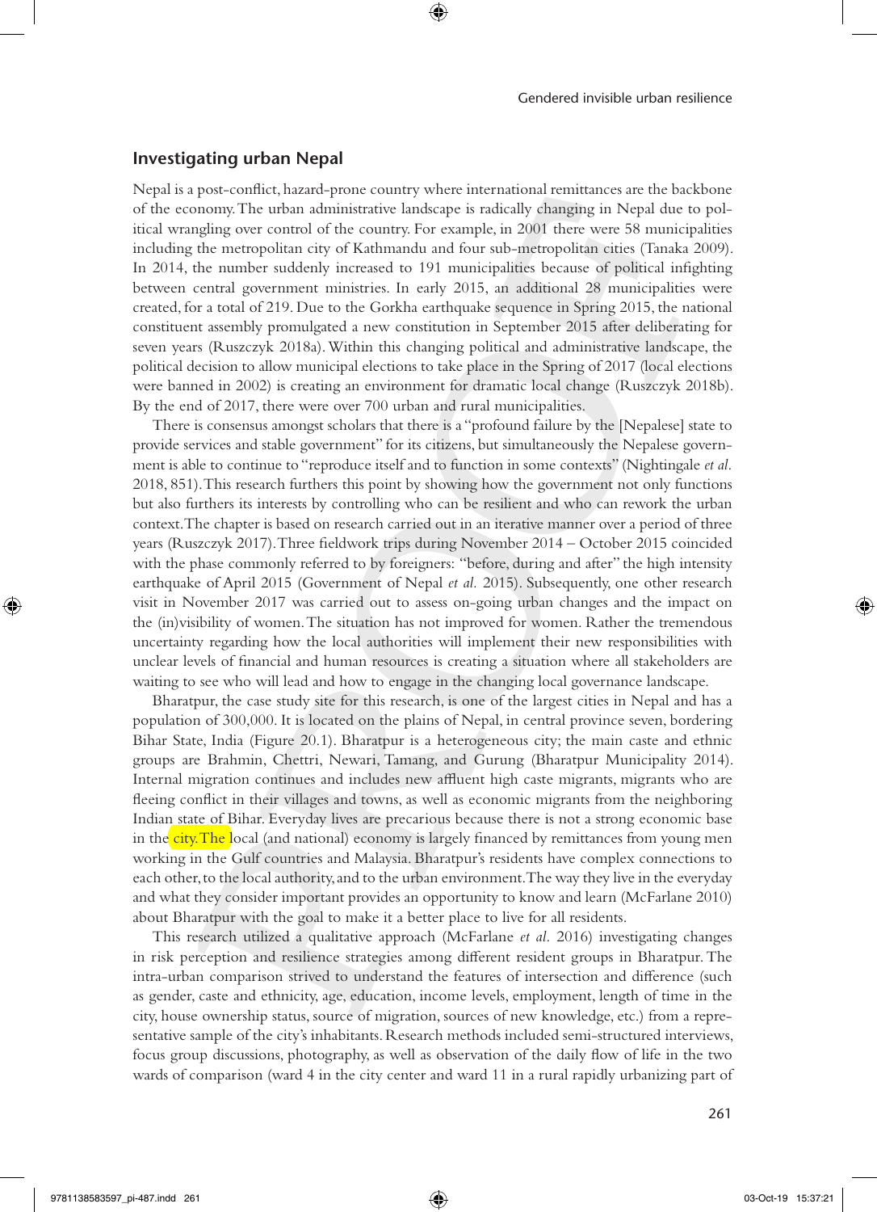## Investigating urban Nepal

Nepal is a post-conflict, hazard-prone country where international remittances are the backbone of the economy. The urban administrative landscape is radically changing in Nepal due to political wrangling over control of the country. For example, in 2001 there were 58 municipalities including the metropolitan city of Kathmandu and four sub-metropolitan cities (Tanaka 2009). In 2014, the number suddenly increased to 191 municipalities because of political infighting between central government ministries. In early 2015, an additional 28 municipalities were created, for a total of 219. Due to the Gorkha earthquake sequence in Spring 2015, the national constituent assembly promulgated a new constitution in September 2015 after deliberating for seven years (Ruszczyk 2018a). Within this changing political and administrative landscape, the political decision to allow municipal elections to take place in the Spring of 2017 (local elections were banned in 2002) is creating an environment for dramatic local change (Ruszczyk 2018b). By the end of 2017, there were over 700 urban and rural municipalities.

There is consensus amongst scholars that there is a "profound failure by the [Nepalese] state to provide services and stable government" for its citizens, but simultaneously the Nepalese government is able to continue to "reproduce itself and to function in some contexts" (Nightingale *et al.* 2018, 851). This research furthers this point by showing how the government not only functions but also furthers its interests by controlling who can be resilient and who can rework the urban context. The chapter is based on research carried out in an iterative manner over a period of three years (Ruszczyk 2017). Three fieldwork trips during November 2014 – October 2015 coincided with the phase commonly referred to by foreigners: "before, during and after" the high intensity earthquake of April 2015 (Government of Nepal *et al.* 2015). Subsequently, one other research visit in November 2017 was carried out to assess on-going urban changes and the impact on the (in)visibility of women. The situation has not improved for women. Rather the tremendous uncertainty regarding how the local authorities will implement their new responsibilities with unclear levels of financial and human resources is creating a situation where all stakeholders are waiting to see who will lead and how to engage in the changing local governance landscape.

Bharatpur, the case study site for this research, is one of the largest cities in Nepal and has a population of 300,000. It is located on the plains of Nepal, in central province seven, bordering Bihar State, India (Figure 20.1). Bharatpur is a heterogeneous city; the main caste and ethnic groups are Brahmin, Chettri, Newari, Tamang, and Gurung (Bharatpur Municipality 2014). Internal migration continues and includes new affluent high caste migrants, migrants who are fleeing conflict in their villages and towns, as well as economic migrants from the neighboring Indian state of Bihar. Everyday lives are precarious because there is not a strong economic base in the city. The local (and national) economy is largely financed by remittances from young men working in the Gulf countries and Malaysia. Bharatpur's residents have complex connections to each other, to the local authority, and to the urban environment. The way they live in the everyday and what they consider important provides an opportunity to know and learn (McFarlane 2010) about Bharatpur with the goal to make it a better place to live for all residents.

This research utilized a qualitative approach (McFarlane *et al.* 2016) investigating changes in risk perception and resilience strategies among different resident groups in Bharatpur. The intra-urban comparison strived to understand the features of intersection and difference (such as gender, caste and ethnicity, age, education, income levels, employment, length of time in the city, house ownership status, source of migration, sources of new knowledge, etc.) from a representative sample of the city's inhabitants. Research methods included semi-structured interviews, focus group discussions, photography, as well as observation of the daily flow of life in the two wards of comparison (ward 4 in the city center and ward 11 in a rural rapidly urbanizing part of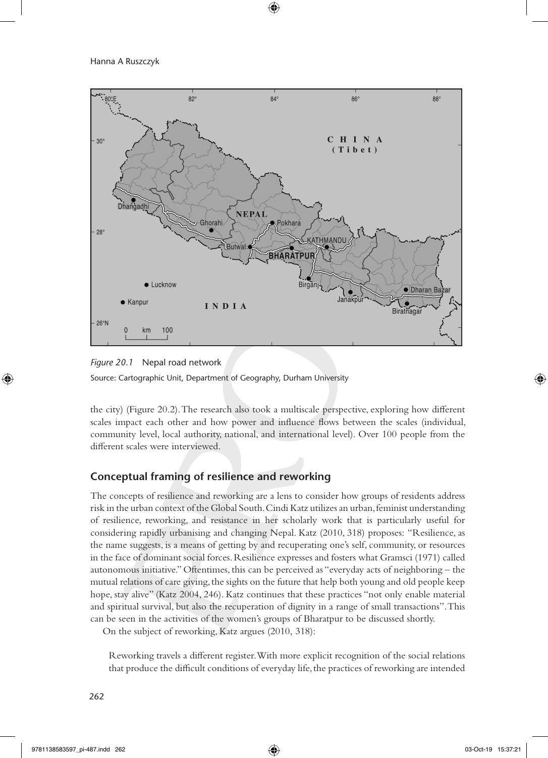*Figure 20.1* Nepal road network

Source: Cartographic Unit, Department of Geography, Durham University

the city) (Figure 20.2). The research also took a multiscale perspective, exploring how different scales impact each other and how power and influence flows between the scales (individual, community level, local authority, national, and international level). Over 100 people from the different scales were interviewed.

## Conceptual framing of resilience and reworking

The concepts of resilience and reworking are a lens to consider how groups of residents address risk in the urban context of the Global South. Cindi Katz utilizes an urban, feminist understanding of resilience, reworking, and resistance in her scholarly work that is particularly useful for considering rapidly urbanising and changing Nepal. Katz (2010, 318) proposes: "Resilience, as the name suggests, is a means of getting by and recuperating one's self, community, or resources in the face of dominant social forces. Resilience expresses and fosters what Gramsci (1971) called autonomous initiative." Oftentimes, this can be perceived as "everyday acts of neighboring – the mutual relations of care giving, the sights on the future that help both young and old people keep hope, stay alive" (Katz 2004, 246). Katz continues that these practices "not only enable material and spiritual survival, but also the recuperation of dignity in a range of small transactions". This can be seen in the activities of the women's groups of Bharatpur to be discussed shortly.

On the subject of reworking, Katz argues (2010, 318):

> Reworking travels a different register. With more explicit recognition of the social relations that produce the difficult conditions of everyday life, the practices of reworking are intended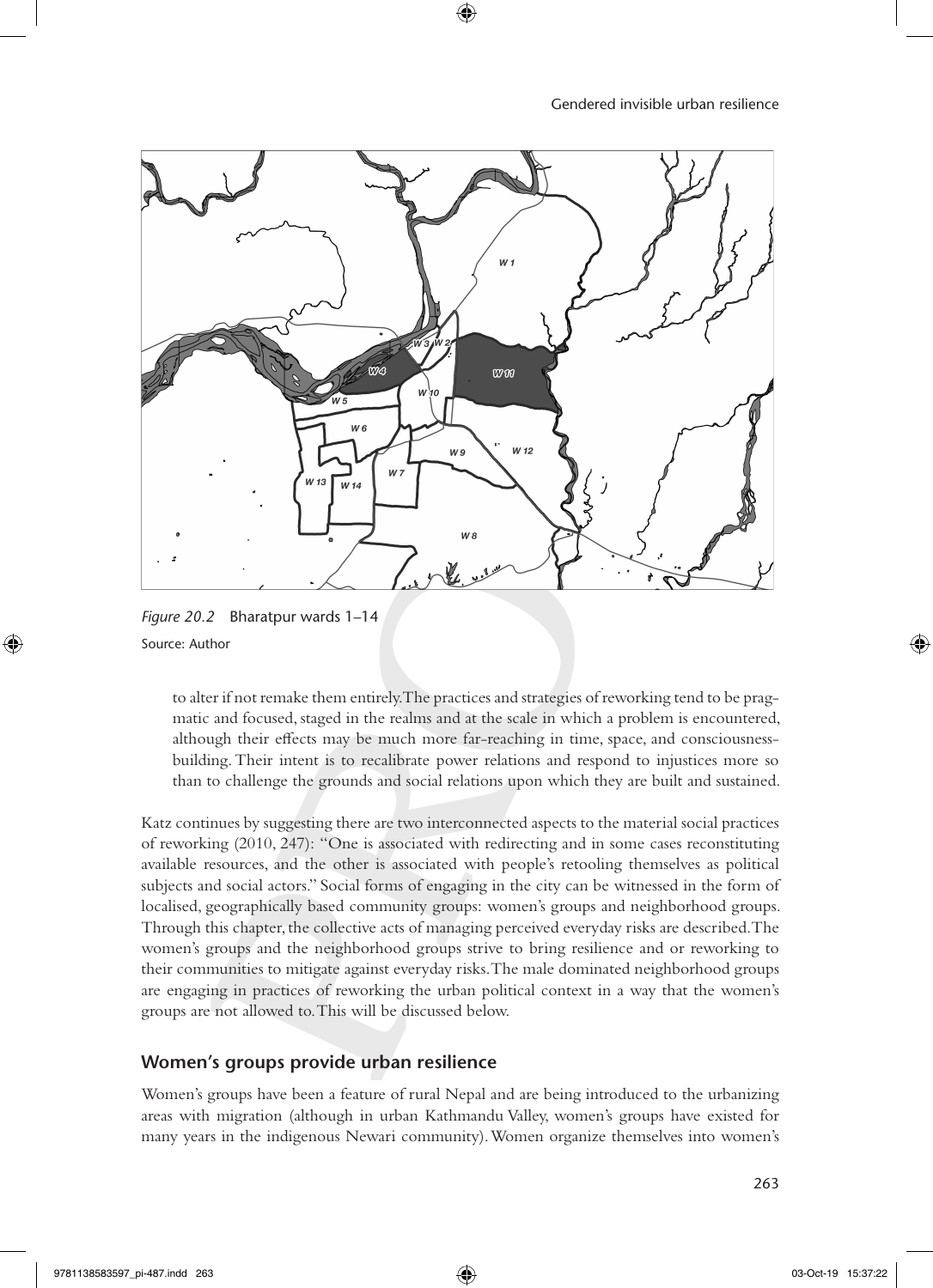Figure 20.2 Bharatpur wards 1–14

Source: Author

> to alter if not remake them entirely. The practices and strategies of reworking tend to be pragmatic and focused, staged in the realms and at the scale in which a problem is encountered, although their effects may be much more far-reaching in time, space, and consciousness-building. Their intent is to recalibrate power relations and respond to injustices more so than to challenge the grounds and social relations upon which they are built and sustained.

Katz continues by suggesting there are two interconnected aspects to the material social practices of reworking (2010, 247): "One is associated with redirecting and in some cases reconstituting available resources, and the other is associated with people's retooling themselves as political subjects and social actors." Social forms of engaging in the city can be witnessed in the form of localised, geographically based community groups: women's groups and neighborhood groups. Through this chapter, the collective acts of managing perceived everyday risks are described. The women's groups and the neighborhood groups strive to bring resilience and or reworking to their communities to mitigate against everyday risks. The male dominated neighborhood groups are engaging in practices of reworking the urban political context in a way that the women's groups are not allowed to. This will be discussed below.

## Women's groups provide urban resilience

Women's groups have been a feature of rural Nepal and are being introduced to the urbanizing areas with migration (although in urban Kathmandu Valley, women's groups have existed for many years in the indigenous Newari community). Women organize themselves into women's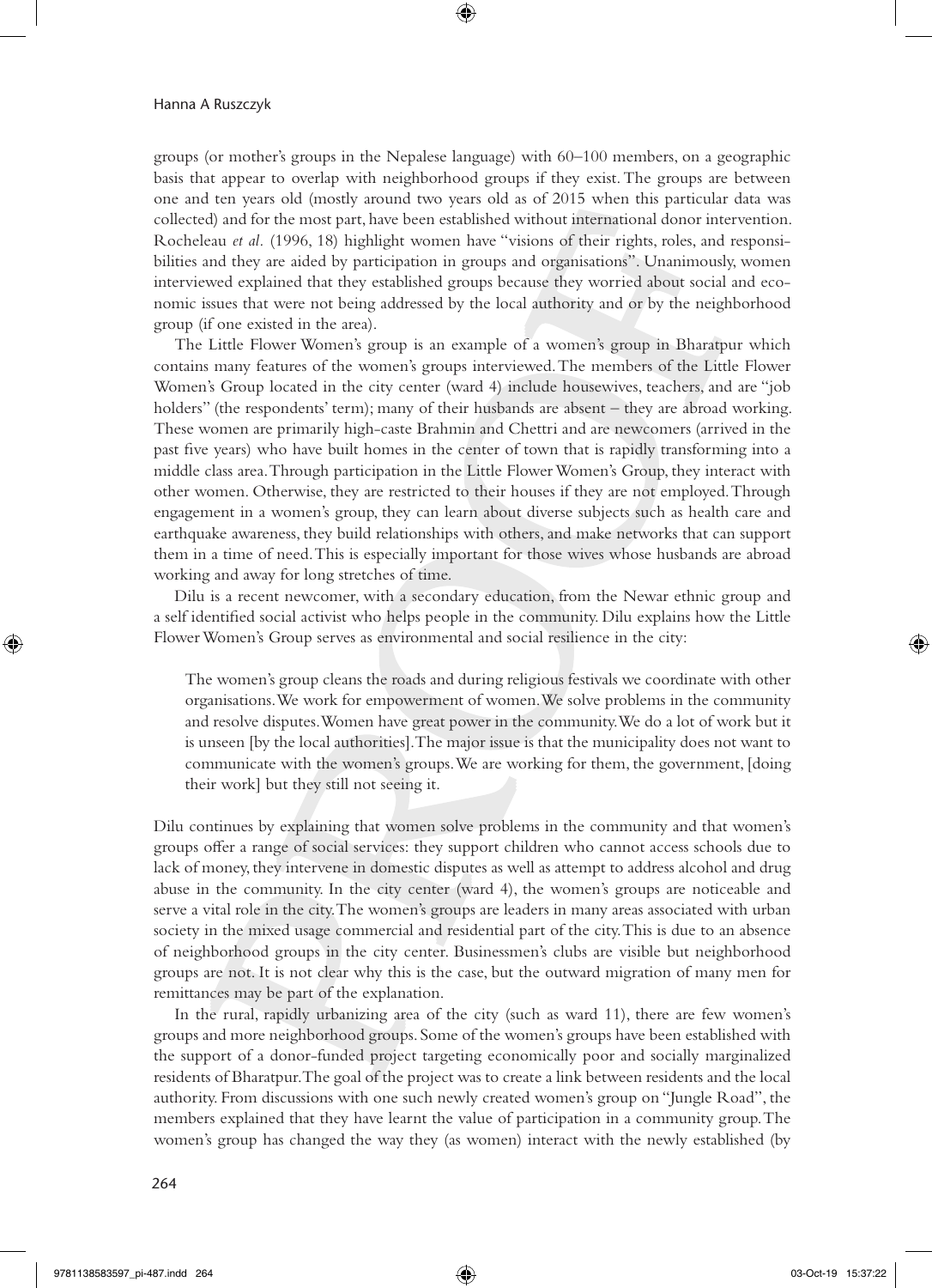groups (or mother's groups in the Nepalese language) with 60–100 members, on a geographic basis that appear to overlap with neighborhood groups if they exist. The groups are between one and ten years old (mostly around two years old as of 2015 when this particular data was collected) and for the most part, have been established without international donor intervention. Rocheleau *et al.* (1996, 18) highlight women have "visions of their rights, roles, and responsibilities and they are aided by participation in groups and organisations". Unanimously, women interviewed explained that they established groups because they worried about social and economic issues that were not being addressed by the local authority and or by the neighborhood group (if one existed in the area).

The Little Flower Women's group is an example of a women's group in Bharatpur which contains many features of the women's groups interviewed. The members of the Little Flower Women's Group located in the city center (ward 4) include housewives, teachers, and are "job holders" (the respondents' term); many of their husbands are absent – they are abroad working. These women are primarily high-caste Brahmin and Chettri and are newcomers (arrived in the past five years) who have built homes in the center of town that is rapidly transforming into a middle class area. Through participation in the Little Flower Women's Group, they interact with other women. Otherwise, they are restricted to their houses if they are not employed. Through engagement in a women's group, they can learn about diverse subjects such as health care and earthquake awareness, they build relationships with others, and make networks that can support them in a time of need. This is especially important for those wives whose husbands are abroad working and away for long stretches of time.

Dilu is a recent newcomer, with a secondary education, from the Newar ethnic group and a self identified social activist who helps people in the community. Dilu explains how the Little Flower Women's Group serves as environmental and social resilience in the city:

> The women's group cleans the roads and during religious festivals we coordinate with other organisations. We work for empowerment of women. We solve problems in the community and resolve disputes. Women have great power in the community. We do a lot of work but it is unseen [by the local authorities]. The major issue is that the municipality does not want to communicate with the women's groups. We are working for them, the government, [doing their work] but they still not seeing it.

Dilu continues by explaining that women solve problems in the community and that women's groups offer a range of social services: they support children who cannot access schools due to lack of money, they intervene in domestic disputes as well as attempt to address alcohol and drug abuse in the community. In the city center (ward 4), the women's groups are noticeable and serve a vital role in the city. The women's groups are leaders in many areas associated with urban society in the mixed usage commercial and residential part of the city. This is due to an absence of neighborhood groups in the city center. Businessmen's clubs are visible but neighborhood groups are not. It is not clear why this is the case, but the outward migration of many men for remittances may be part of the explanation.

In the rural, rapidly urbanizing area of the city (such as ward 11), there are few women's groups and more neighborhood groups. Some of the women's groups have been established with the support of a donor-funded project targeting economically poor and socially marginalized residents of Bharatpur. The goal of the project was to create a link between residents and the local authority. From discussions with one such newly created women's group on "Jungle Road", the members explained that they have learnt the value of participation in a community group. The women's group has changed the way they (as women) interact with the newly established (by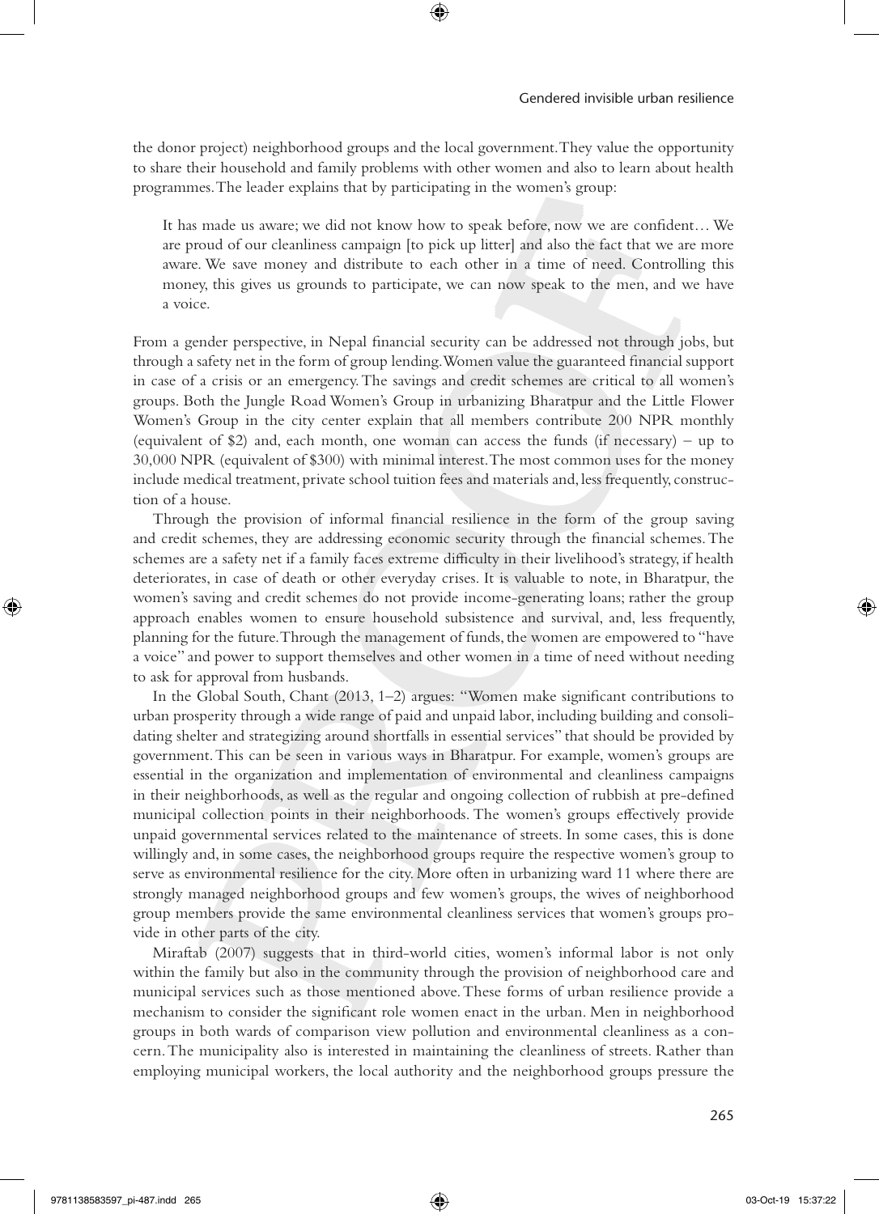the donor project) neighborhood groups and the local government. They value the opportunity to share their household and family problems with other women and also to learn about health programmes. The leader explains that by participating in the women's group:

> It has made us aware; we did not know how to speak before, now we are confident… We are proud of our cleanliness campaign [to pick up litter] and also the fact that we are more aware. We save money and distribute to each other in a time of need. Controlling this money, this gives us grounds to participate, we can now speak to the men, and we have a voice.

From a gender perspective, in Nepal financial security can be addressed not through jobs, but through a safety net in the form of group lending. Women value the guaranteed financial support in case of a crisis or an emergency. The savings and credit schemes are critical to all women's groups. Both the Jungle Road Women's Group in urbanizing Bharatpur and the Little Flower Women's Group in the city center explain that all members contribute 200 NPR monthly (equivalent of $2) and, each month, one woman can access the funds (if necessary) – up to 30,000 NPR (equivalent of $300) with minimal interest. The most common uses for the money include medical treatment, private school tuition fees and materials and, less frequently, construction of a house.

Through the provision of informal financial resilience in the form of the group saving and credit schemes, they are addressing economic security through the financial schemes. The schemes are a safety net if a family faces extreme difficulty in their livelihood's strategy, if health deteriorates, in case of death or other everyday crises. It is valuable to note, in Bharatpur, the women's saving and credit schemes do not provide income-generating loans; rather the group approach enables women to ensure household subsistence and survival, and, less frequently, planning for the future. Through the management of funds, the women are empowered to "have a voice" and power to support themselves and other women in a time of need without needing to ask for approval from husbands.

In the Global South, Chant (2013, 1–2) argues: "Women make significant contributions to urban prosperity through a wide range of paid and unpaid labor, including building and consolidating shelter and strategizing around shortfalls in essential services" that should be provided by government. This can be seen in various ways in Bharatpur. For example, women's groups are essential in the organization and implementation of environmental and cleanliness campaigns in their neighborhoods, as well as the regular and ongoing collection of rubbish at pre-defined municipal collection points in their neighborhoods. The women's groups effectively provide unpaid governmental services related to the maintenance of streets. In some cases, this is done willingly and, in some cases, the neighborhood groups require the respective women's group to serve as environmental resilience for the city. More often in urbanizing ward 11 where there are strongly managed neighborhood groups and few women's groups, the wives of neighborhood group members provide the same environmental cleanliness services that women's groups provide in other parts of the city.

Miraftab (2007) suggests that in third-world cities, women's informal labor is not only within the family but also in the community through the provision of neighborhood care and municipal services such as those mentioned above. These forms of urban resilience provide a mechanism to consider the significant role women enact in the urban. Men in neighborhood groups in both wards of comparison view pollution and environmental cleanliness as a concern. The municipality also is interested in maintaining the cleanliness of streets. Rather than employing municipal workers, the local authority and the neighborhood groups pressure the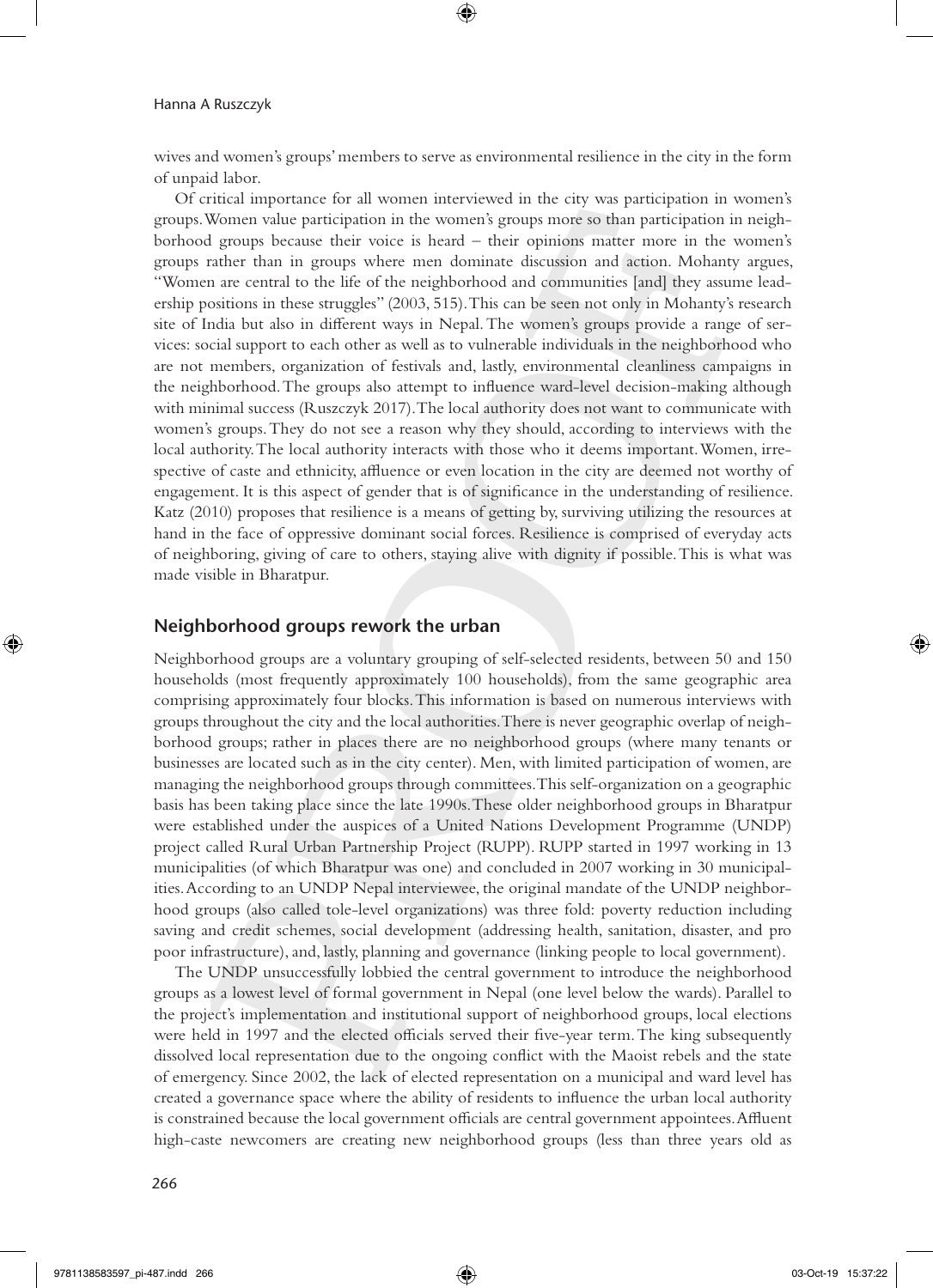wives and women's groups' members to serve as environmental resilience in the city in the form of unpaid labor.

Of critical importance for all women interviewed in the city was participation in women's groups. Women value participation in the women's groups more so than participation in neighborhood groups because their voice is heard – their opinions matter more in the women's groups rather than in groups where men dominate discussion and action. Mohanty argues, "Women are central to the life of the neighborhood and communities [and] they assume leadership positions in these struggles" (2003, 515). This can be seen not only in Mohanty's research site of India but also in different ways in Nepal. The women's groups provide a range of services: social support to each other as well as to vulnerable individuals in the neighborhood who are not members, organization of festivals and, lastly, environmental cleanliness campaigns in the neighborhood. The groups also attempt to influence ward-level decision-making although with minimal success (Ruszczyk 2017). The local authority does not want to communicate with women's groups. They do not see a reason why they should, according to interviews with the local authority. The local authority interacts with those who it deems important. Women, irrespective of caste and ethnicity, affluence or even location in the city are deemed not worthy of engagement. It is this aspect of gender that is of significance in the understanding of resilience. Katz (2010) proposes that resilience is a means of getting by, surviving utilizing the resources at hand in the face of oppressive dominant social forces. Resilience is comprised of everyday acts of neighboring, giving of care to others, staying alive with dignity if possible. This is what was made visible in Bharatpur.

## Neighborhood groups rework the urban

Neighborhood groups are a voluntary grouping of self-selected residents, between 50 and 150 households (most frequently approximately 100 households), from the same geographic area comprising approximately four blocks. This information is based on numerous interviews with groups throughout the city and the local authorities. There is never geographic overlap of neighborhood groups; rather in places there are no neighborhood groups (where many tenants or businesses are located such as in the city center). Men, with limited participation of women, are managing the neighborhood groups through committees. This self-organization on a geographic basis has been taking place since the late 1990s. These older neighborhood groups in Bharatpur were established under the auspices of a United Nations Development Programme (UNDP) project called Rural Urban Partnership Project (RUPP). RUPP started in 1997 working in 13 municipalities (of which Bharatpur was one) and concluded in 2007 working in 30 municipalities. According to an UNDP Nepal interviewee, the original mandate of the UNDP neighborhood groups (also called tole-level organizations) was three fold: poverty reduction including saving and credit schemes, social development (addressing health, sanitation, disaster, and pro poor infrastructure), and, lastly, planning and governance (linking people to local government).

The UNDP unsuccessfully lobbied the central government to introduce the neighborhood groups as a lowest level of formal government in Nepal (one level below the wards). Parallel to the project's implementation and institutional support of neighborhood groups, local elections were held in 1997 and the elected officials served their five-year term. The king subsequently dissolved local representation due to the ongoing conflict with the Maoist rebels and the state of emergency. Since 2002, the lack of elected representation on a municipal and ward level has created a governance space where the ability of residents to influence the urban local authority is constrained because the local government officials are central government appointees. Affluent high-caste newcomers are creating new neighborhood groups (less than three years old as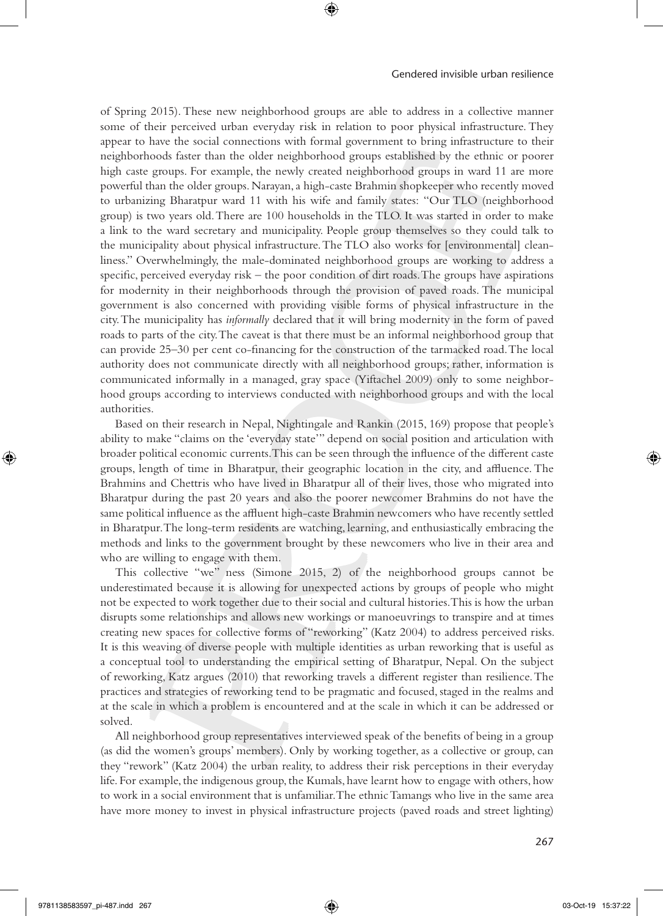of Spring 2015). These new neighborhood groups are able to address in a collective manner some of their perceived urban everyday risk in relation to poor physical infrastructure. They appear to have the social connections with formal government to bring infrastructure to their neighborhoods faster than the older neighborhood groups established by the ethnic or poorer high caste groups. For example, the newly created neighborhood groups in ward 11 are more powerful than the older groups. Narayan, a high-caste Brahmin shopkeeper who recently moved to urbanizing Bharatpur ward 11 with his wife and family states: "Our TLO (neighborhood group) is two years old. There are 100 households in the TLO. It was started in order to make a link to the ward secretary and municipality. People group themselves so they could talk to the municipality about physical infrastructure. The TLO also works for [environmental] cleanliness." Overwhelmingly, the male-dominated neighborhood groups are working to address a specific, perceived everyday risk – the poor condition of dirt roads. The groups have aspirations for modernity in their neighborhoods through the provision of paved roads. The municipal government is also concerned with providing visible forms of physical infrastructure in the city. The municipality has *informally* declared that it will bring modernity in the form of paved roads to parts of the city. The caveat is that there must be an informal neighborhood group that can provide 25–30 per cent co-financing for the construction of the tarmacked road. The local authority does not communicate directly with all neighborhood groups; rather, information is communicated informally in a managed, gray space (Yiftachel 2009) only to some neighborhood groups according to interviews conducted with neighborhood groups and with the local authorities.

Based on their research in Nepal, Nightingale and Rankin (2015, 169) propose that people's ability to make "claims on the 'everyday state'" depend on social position and articulation with broader political economic currents. This can be seen through the influence of the different caste groups, length of time in Bharatpur, their geographic location in the city, and affluence. The Brahmins and Chettris who have lived in Bharatpur all of their lives, those who migrated into Bharatpur during the past 20 years and also the poorer newcomer Brahmins do not have the same political influence as the affluent high-caste Brahmin newcomers who have recently settled in Bharatpur. The long-term residents are watching, learning, and enthusiastically embracing the methods and links to the government brought by these newcomers who live in their area and who are willing to engage with them.

This collective "we" ness (Simone 2015, 2) of the neighborhood groups cannot be underestimated because it is allowing for unexpected actions by groups of people who might not be expected to work together due to their social and cultural histories. This is how the urban disrupts some relationships and allows new workings or manoeuvrings to transpire and at times creating new spaces for collective forms of "reworking" (Katz 2004) to address perceived risks. It is this weaving of diverse people with multiple identities as urban reworking that is useful as a conceptual tool to understanding the empirical setting of Bharatpur, Nepal. On the subject of reworking, Katz argues (2010) that reworking travels a different register than resilience. The practices and strategies of reworking tend to be pragmatic and focused, staged in the realms and at the scale in which a problem is encountered and at the scale in which it can be addressed or solved.

All neighborhood group representatives interviewed speak of the benefits of being in a group (as did the women's groups' members). Only by working together, as a collective or group, can they "rework" (Katz 2004) the urban reality, to address their risk perceptions in their everyday life. For example, the indigenous group, the Kumals, have learnt how to engage with others, how to work in a social environment that is unfamiliar. The ethnic Tamangs who live in the same area have more money to invest in physical infrastructure projects (paved roads and street lighting)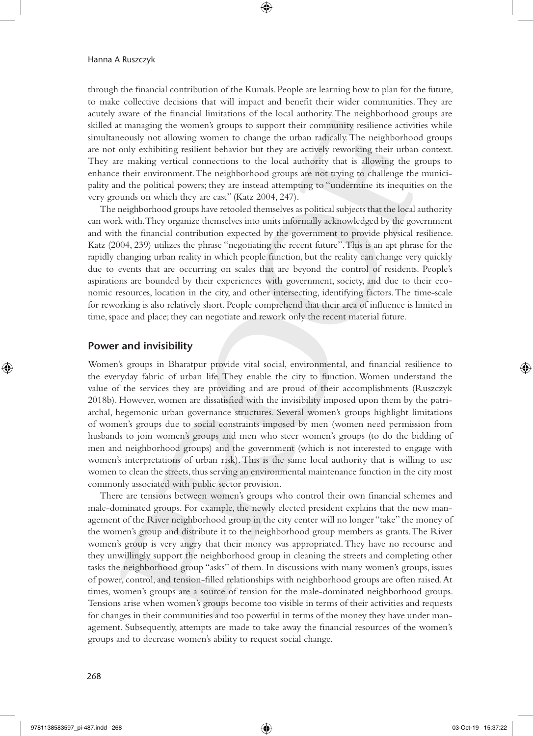through the financial contribution of the Kumals. People are learning how to plan for the future, to make collective decisions that will impact and benefit their wider communities. They are acutely aware of the financial limitations of the local authority. The neighborhood groups are skilled at managing the women's groups to support their community resilience activities while simultaneously not allowing women to change the urban radically. The neighborhood groups are not only exhibiting resilient behavior but they are actively reworking their urban context. They are making vertical connections to the local authority that is allowing the groups to enhance their environment. The neighborhood groups are not trying to challenge the municipality and the political powers; they are instead attempting to "undermine its inequities on the very grounds on which they are cast" (Katz 2004, 247).

The neighborhood groups have retooled themselves as political subjects that the local authority can work with. They organize themselves into units informally acknowledged by the government and with the financial contribution expected by the government to provide physical resilience. Katz (2004, 239) utilizes the phrase "negotiating the recent future". This is an apt phrase for the rapidly changing urban reality in which people function, but the reality can change very quickly due to events that are occurring on scales that are beyond the control of residents. People's aspirations are bounded by their experiences with government, society, and due to their economic resources, location in the city, and other intersecting, identifying factors. The time-scale for reworking is also relatively short. People comprehend that their area of influence is limited in time, space and place; they can negotiate and rework only the recent material future.

## Power and invisibility

Women's groups in Bharatpur provide vital social, environmental, and financial resilience to the everyday fabric of urban life. They enable the city to function. Women understand the value of the services they are providing and are proud of their accomplishments (Ruszczyk 2018b). However, women are dissatisfied with the invisibility imposed upon them by the patriarchal, hegemonic urban governance structures. Several women's groups highlight limitations of women's groups due to social constraints imposed by men (women need permission from husbands to join women's groups and men who steer women's groups (to do the bidding of men and neighborhood groups) and the government (which is not interested to engage with women's interpretations of urban risk). This is the same local authority that is willing to use women to clean the streets, thus serving an environmental maintenance function in the city most commonly associated with public sector provision.

There are tensions between women's groups who control their own financial schemes and male-dominated groups. For example, the newly elected president explains that the new management of the River neighborhood group in the city center will no longer "take" the money of the women's group and distribute it to the neighborhood group members as grants. The River women's group is very angry that their money was appropriated. They have no recourse and they unwillingly support the neighborhood group in cleaning the streets and completing other tasks the neighborhood group "asks" of them. In discussions with many women's groups, issues of power, control, and tension-filled relationships with neighborhood groups are often raised. At times, women's groups are a source of tension for the male-dominated neighborhood groups. Tensions arise when women's groups become too visible in terms of their activities and requests for changes in their communities and too powerful in terms of the money they have under management. Subsequently, attempts are made to take away the financial resources of the women's groups and to decrease women's ability to request social change.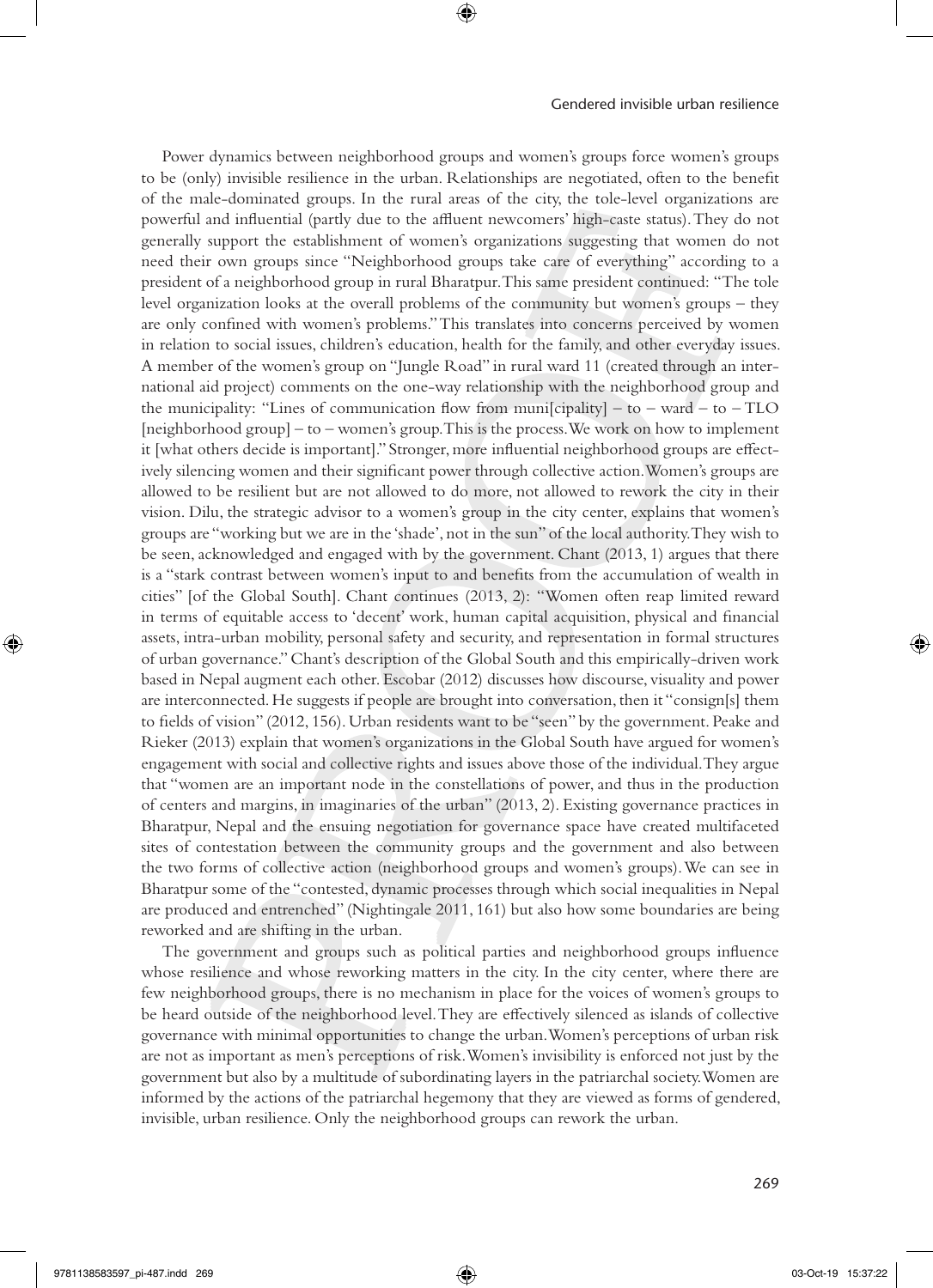Power dynamics between neighborhood groups and women's groups force women's groups to be (only) invisible resilience in the urban. Relationships are negotiated, often to the benefit of the male-dominated groups. In the rural areas of the city, the tole-level organizations are powerful and influential (partly due to the affluent newcomers' high-caste status). They do not generally support the establishment of women's organizations suggesting that women do not need their own groups since "Neighborhood groups take care of everything" according to a president of a neighborhood group in rural Bharatpur. This same president continued: "The tole level organization looks at the overall problems of the community but women's groups – they are only confined with women's problems." This translates into concerns perceived by women in relation to social issues, children's education, health for the family, and other everyday issues. A member of the women's group on "Jungle Road" in rural ward 11 (created through an international aid project) comments on the one-way relationship with the neighborhood group and the municipality: "Lines of communication flow from muni[cipality] – to – ward – to – TLO [neighborhood group] – to – women's group. This is the process. We work on how to implement it [what others decide is important]." Stronger, more influential neighborhood groups are effectively silencing women and their significant power through collective action. Women's groups are allowed to be resilient but are not allowed to do more, not allowed to rework the city in their vision. Dilu, the strategic advisor to a women's group in the city center, explains that women's groups are "working but we are in the 'shade', not in the sun" of the local authority. They wish to be seen, acknowledged and engaged with by the government. Chant (2013, 1) argues that there is a "stark contrast between women's input to and benefits from the accumulation of wealth in cities" [of the Global South]. Chant continues (2013, 2): "Women often reap limited reward in terms of equitable access to 'decent' work, human capital acquisition, physical and financial assets, intra-urban mobility, personal safety and security, and representation in formal structures of urban governance." Chant's description of the Global South and this empirically-driven work based in Nepal augment each other. Escobar (2012) discusses how discourse, visuality and power are interconnected. He suggests if people are brought into conversation, then it "consign[s] them to fields of vision" (2012, 156). Urban residents want to be "seen" by the government. Peake and Rieker (2013) explain that women's organizations in the Global South have argued for women's engagement with social and collective rights and issues above those of the individual. They argue that "women are an important node in the constellations of power, and thus in the production of centers and margins, in imaginaries of the urban" (2013, 2). Existing governance practices in Bharatpur, Nepal and the ensuing negotiation for governance space have created multifaceted sites of contestation between the community groups and the government and also between the two forms of collective action (neighborhood groups and women's groups). We can see in Bharatpur some of the "contested, dynamic processes through which social inequalities in Nepal are produced and entrenched" (Nightingale 2011, 161) but also how some boundaries are being reworked and are shifting in the urban.

The government and groups such as political parties and neighborhood groups influence whose resilience and whose reworking matters in the city. In the city center, where there are few neighborhood groups, there is no mechanism in place for the voices of women's groups to be heard outside of the neighborhood level. They are effectively silenced as islands of collective governance with minimal opportunities to change the urban. Women's perceptions of urban risk are not as important as men's perceptions of risk. Women's invisibility is enforced not just by the government but also by a multitude of subordinating layers in the patriarchal society. Women are informed by the actions of the patriarchal hegemony that they are viewed as forms of gendered, invisible, urban resilience. Only the neighborhood groups can rework the urban.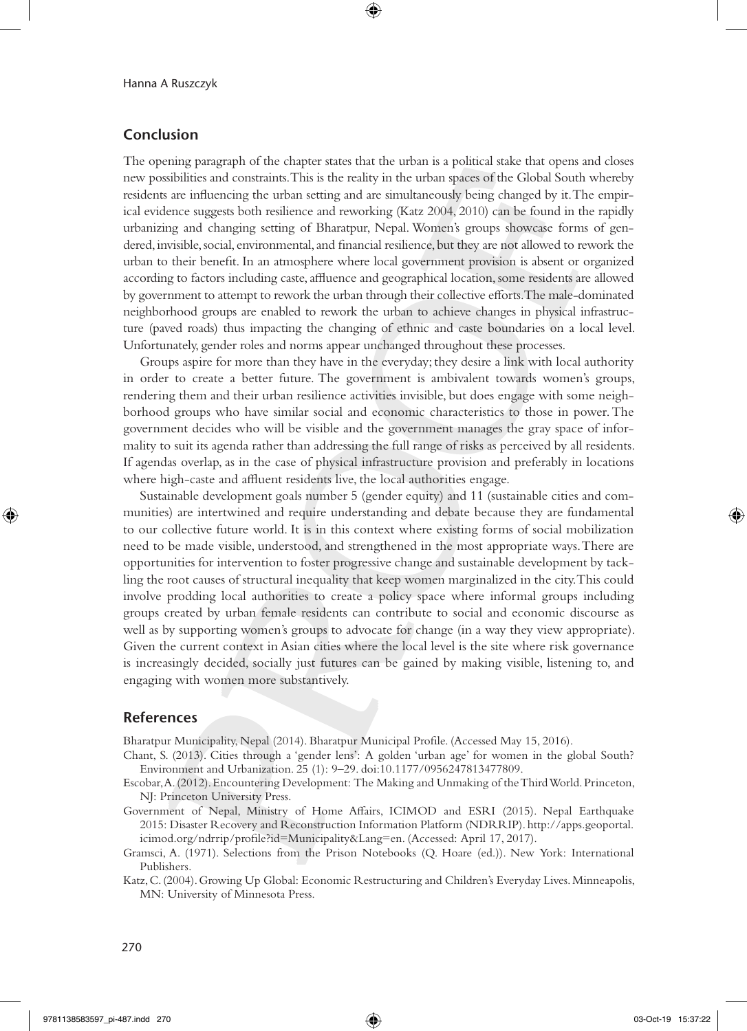## Conclusion

The opening paragraph of the chapter states that the urban is a political stake that opens and closes new possibilities and constraints. This is the reality in the urban spaces of the Global South whereby residents are influencing the urban setting and are simultaneously being changed by it. The empirical evidence suggests both resilience and reworking (Katz 2004, 2010) can be found in the rapidly urbanizing and changing setting of Bharatpur, Nepal. Women's groups showcase forms of gendered, invisible, social, environmental, and financial resilience, but they are not allowed to rework the urban to their benefit. In an atmosphere where local government provision is absent or organized according to factors including caste, affluence and geographical location, some residents are allowed by government to attempt to rework the urban through their collective efforts. The male-dominated neighborhood groups are enabled to rework the urban to achieve changes in physical infrastructure (paved roads) thus impacting the changing of ethnic and caste boundaries on a local level. Unfortunately, gender roles and norms appear unchanged throughout these processes.

Groups aspire for more than they have in the everyday; they desire a link with local authority in order to create a better future. The government is ambivalent towards women's groups, rendering them and their urban resilience activities invisible, but does engage with some neighborhood groups who have similar social and economic characteristics to those in power. The government decides who will be visible and the government manages the gray space of informality to suit its agenda rather than addressing the full range of risks as perceived by all residents. If agendas overlap, as in the case of physical infrastructure provision and preferably in locations where high-caste and affluent residents live, the local authorities engage.

Sustainable development goals number 5 (gender equity) and 11 (sustainable cities and communities) are intertwined and require understanding and debate because they are fundamental to our collective future world. It is in this context where existing forms of social mobilization need to be made visible, understood, and strengthened in the most appropriate ways. There are opportunities for intervention to foster progressive change and sustainable development by tackling the root causes of structural inequality that keep women marginalized in the city. This could involve prodding local authorities to create a policy space where informal groups including groups created by urban female residents can contribute to social and economic discourse as well as by supporting women's groups to advocate for change (in a way they view appropriate). Given the current context in Asian cities where the local level is the site where risk governance is increasingly decided, socially just futures can be gained by making visible, listening to, and engaging with women more substantively.

## References

Bharatpur Municipality, Nepal (2014). Bharatpur Municipal Profile. (Accessed May 15, 2016).

Chant, S. (2013). Cities through a 'gender lens': A golden 'urban age' for women in the global South? Environment and Urbanization. 25 (1): 9–29. doi:10.1177/0956247813477809.

Escobar, A. (2012). Encountering Development: The Making and Unmaking of the Third World. Princeton, NJ: Princeton University Press.

Government of Nepal, Ministry of Home Affairs, ICIMOD and ESRI (2015). Nepal Earthquake 2015: Disaster Recovery and Reconstruction Information Platform (NDRRIP). http://apps.geoportal.icimod.org/ndrrip/profile?id=Municipality&Lang=en. (Accessed: April 17, 2017).

Gramsci, A. (1971). Selections from the Prison Notebooks (Q. Hoare (ed.)). New York: International Publishers.

Katz, C. (2004). Growing Up Global: Economic Restructuring and Children's Everyday Lives. Minneapolis, MN: University of Minnesota Press.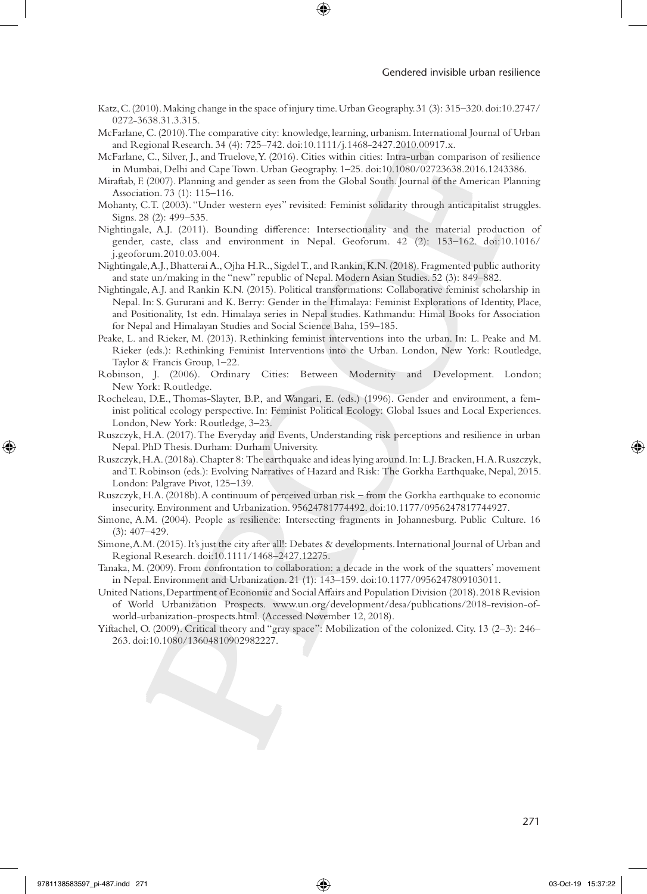Katz, C. (2010). Making change in the space of injury time. Urban Geography. 31 (3): 315–320. doi:10.2747/0272-3638.31.3.315.

McFarlane, C. (2010). The comparative city: knowledge, learning, urbanism. International Journal of Urban and Regional Research. 34 (4): 725–742. doi:10.1111/j.1468-2427.2010.00917.x.

McFarlane, C., Silver, J., and Truelove, Y. (2016). Cities within cities: Intra-urban comparison of resilience in Mumbai, Delhi and Cape Town. Urban Geography. 1–25. doi:10.1080/02723638.2016.1243386.

Miraftab, F. (2007). Planning and gender as seen from the Global South. Journal of the American Planning Association. 73 (1): 115–116.

Mohanty, C.T. (2003). "Under western eyes" revisited: Feminist solidarity through anticapitalist struggles. Signs. 28 (2): 499–535.

Nightingale, A.J. (2011). Bounding difference: Intersectionality and the material production of gender, caste, class and environment in Nepal. Geoforum. 42 (2): 153–162. doi:10.1016/j.geoforum.2010.03.004.

Nightingale, A.J., Bhatterai A., Ojha H.R., Sigdel T., and Rankin, K.N. (2018). Fragmented public authority and state un/making in the "new" republic of Nepal. Modern Asian Studies. 52 (3): 849–882.

Nightingale, A.J. and Rankin K.N. (2015). Political transformations: Collaborative feminist scholarship in Nepal. In: S. Gururani and K. Berry: Gender in the Himalaya: Feminist Explorations of Identity, Place, and Positionality, 1st edn. Himalaya series in Nepal studies. Kathmandu: Himal Books for Association for Nepal and Himalayan Studies and Social Science Baha, 159–185.

Peake, L. and Rieker, M. (2013). Rethinking feminist interventions into the urban. In: L. Peake and M. Rieker (eds.): Rethinking Feminist Interventions into the Urban. London, New York: Routledge, Taylor & Francis Group, 1–22.

Robinson, J. (2006). Ordinary Cities: Between Modernity and Development. London; New York: Routledge.

Rocheleau, D.E., Thomas-Slayter, B.P., and Wangari, E. (eds.) (1996). Gender and environment, a feminist political ecology perspective. In: Feminist Political Ecology: Global Issues and Local Experiences. London, New York: Routledge, 3–23.

Ruszczyk, H.A. (2017). The Everyday and Events, Understanding risk perceptions and resilience in urban Nepal. PhD Thesis. Durham: Durham University.

Ruszczyk, H.A. (2018a). Chapter 8: The earthquake and ideas lying around. In: L.J. Bracken, H.A. Ruszczyk, and T. Robinson (eds.): Evolving Narratives of Hazard and Risk: The Gorkha Earthquake, Nepal, 2015. London: Palgrave Pivot, 125–139.

Ruszczyk, H.A. (2018b). A continuum of perceived urban risk – from the Gorkha earthquake to economic insecurity. Environment and Urbanization. 95624781774492. doi:10.1177/0956247817744927.

Simone, A.M. (2004). People as resilience: Intersecting fragments in Johannesburg. Public Culture. 16 (3): 407–429.

Simone, A.M. (2015). It's just the city after all!: Debates & developments. International Journal of Urban and Regional Research. doi:10.1111/1468-2427.12275.

Tanaka, M. (2009). From confrontation to collaboration: a decade in the work of the squatters' movement in Nepal. Environment and Urbanization. 21 (1): 143–159. doi:10.1177/0956247809103011.

United Nations, Department of Economic and Social Affairs and Population Division (2018). 2018 Revision of World Urbanization Prospects. www.un.org/development/desa/publications/2018-revision-of-world-urbanization-prospects.html. (Accessed November 12, 2018).

Yiftachel, O. (2009). Critical theory and "gray space": Mobilization of the colonized. City. 13 (2–3): 246–263. doi:10.1080/13604810902982227.